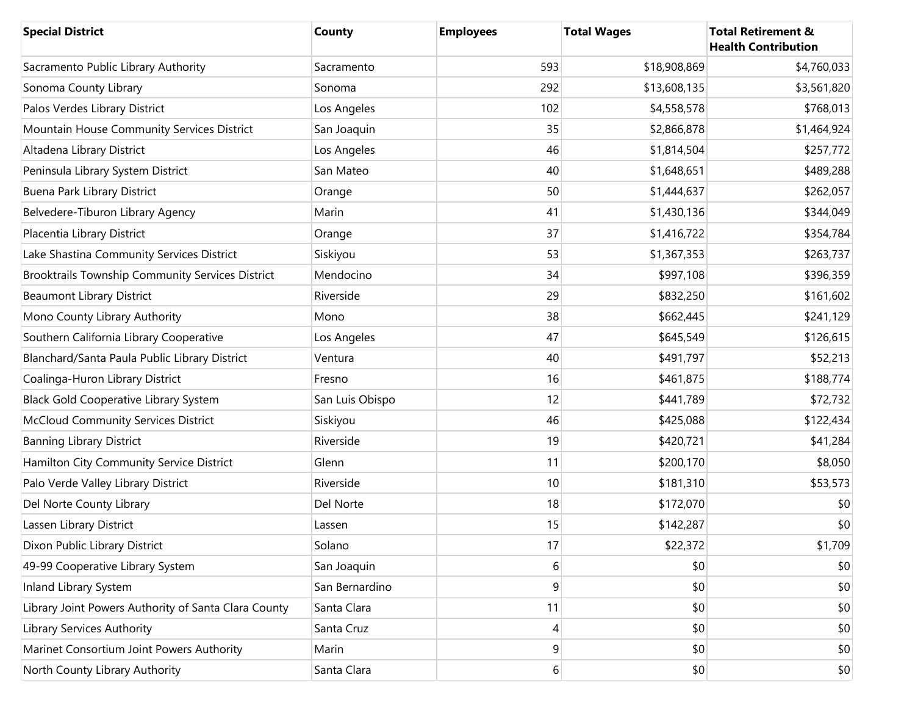| Special District | County | Employees | Total Wages | Total Retirement & Health Contribution |
|---|---|---|---|---|
| Sacramento Public Library Authority | Sacramento | 593 | $18,908,869 | $4,760,033 |
| Sonoma County Library | Sonoma | 292 | $13,608,135 | $3,561,820 |
| Palos Verdes Library District | Los Angeles | 102 | $4,558,578 | $768,013 |
| Mountain House Community Services District | San Joaquin | 35 | $2,866,878 | $1,464,924 |
| Altadena Library District | Los Angeles | 46 | $1,814,504 | $257,772 |
| Peninsula Library System District | San Mateo | 40 | $1,648,651 | $489,288 |
| Buena Park Library District | Orange | 50 | $1,444,637 | $262,057 |
| Belvedere-Tiburon Library Agency | Marin | 41 | $1,430,136 | $344,049 |
| Placentia Library District | Orange | 37 | $1,416,722 | $354,784 |
| Lake Shastina Community Services District | Siskiyou | 53 | $1,367,353 | $263,737 |
| Brooktrails Township Community Services District | Mendocino | 34 | $997,108 | $396,359 |
| Beaumont Library District | Riverside | 29 | $832,250 | $161,602 |
| Mono County Library Authority | Mono | 38 | $662,445 | $241,129 |
| Southern California Library Cooperative | Los Angeles | 47 | $645,549 | $126,615 |
| Blanchard/Santa Paula Public Library District | Ventura | 40 | $491,797 | $52,213 |
| Coalinga-Huron Library District | Fresno | 16 | $461,875 | $188,774 |
| Black Gold Cooperative Library System | San Luis Obispo | 12 | $441,789 | $72,732 |
| McCloud Community Services District | Siskiyou | 46 | $425,088 | $122,434 |
| Banning Library District | Riverside | 19 | $420,721 | $41,284 |
| Hamilton City Community Service District | Glenn | 11 | $200,170 | $8,050 |
| Palo Verde Valley Library District | Riverside | 10 | $181,310 | $53,573 |
| Del Norte County Library | Del Norte | 18 | $172,070 | $0 |
| Lassen Library District | Lassen | 15 | $142,287 | $0 |
| Dixon Public Library District | Solano | 17 | $22,372 | $1,709 |
| 49-99 Cooperative Library System | San Joaquin | 6 | $0 | $0 |
| Inland Library System | San Bernardino | 9 | $0 | $0 |
| Library Joint Powers Authority of Santa Clara County | Santa Clara | 11 | $0 | $0 |
| Library Services Authority | Santa Cruz | 4 | $0 | $0 |
| Marinet Consortium Joint Powers Authority | Marin | 9 | $0 | $0 |
| North County Library Authority | Santa Clara | 6 | $0 | $0 |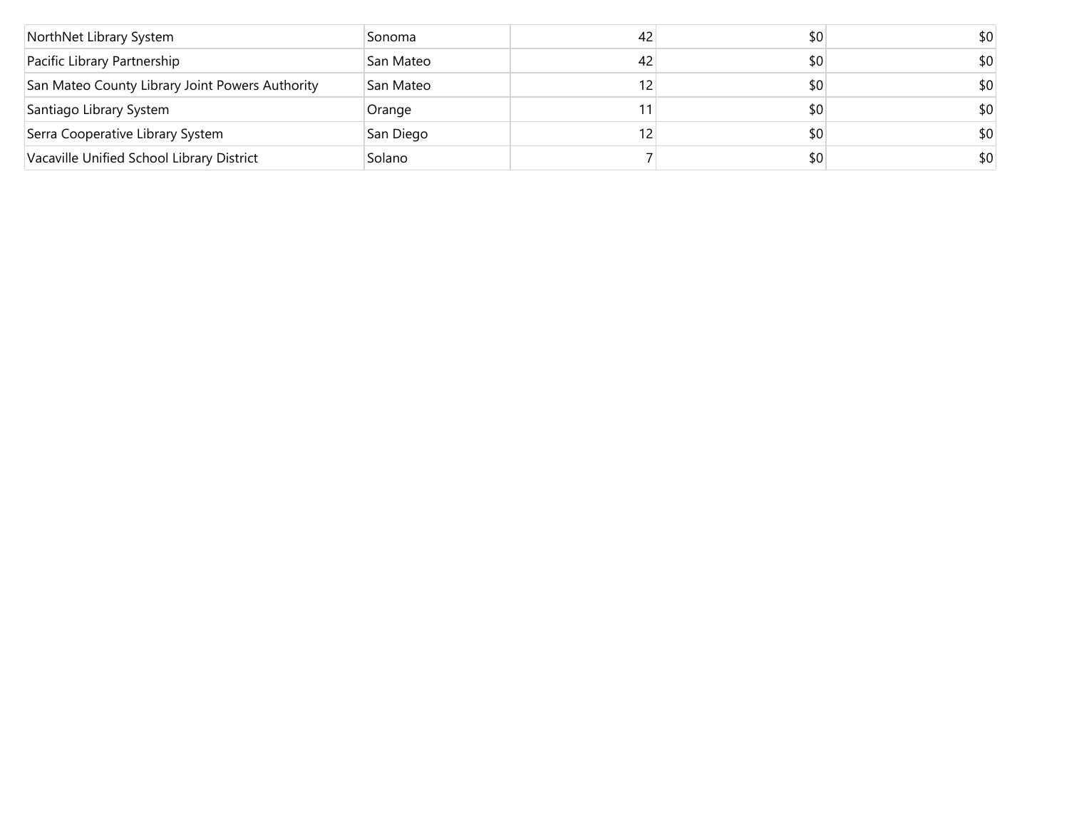| | | | | |
|---|---|---|---|---|
| NorthNet Library System | Sonoma | 42 | $0 | $0 |
| Pacific Library Partnership | San Mateo | 42 | $0 | $0 |
| San Mateo County Library Joint Powers Authority | San Mateo | 12 | $0 | $0 |
| Santiago Library System | Orange | 11 | $0 | $0 |
| Serra Cooperative Library System | San Diego | 12 | $0 | $0 |
| Vacaville Unified School Library District | Solano | 7 | $0 | $0 |